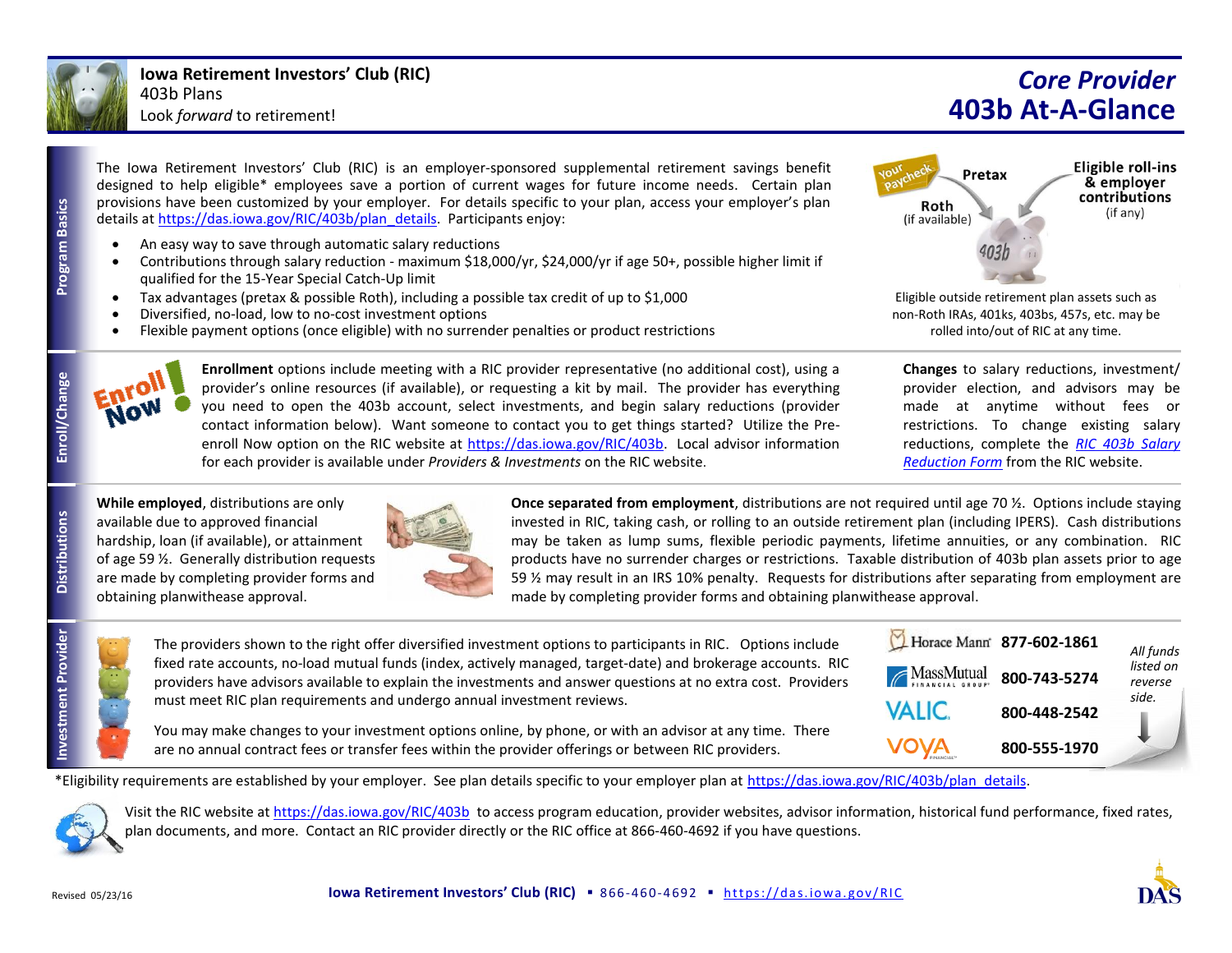**Iowa Retirement Investors' Club (RIC)**
403b Plans
Look *forward* to retirement!

# *Core Provider*
# 403b At-A-Glance

## Program Basics

The Iowa Retirement Investors' Club (RIC) is an employer-sponsored supplemental retirement savings benefit designed to help eligible* employees save a portion of current wages for future income needs. Certain plan provisions have been customized by your employer. For details specific to your plan, access your employer's plan details at https://das.iowa.gov/RIC/403b/plan_details. Participants enjoy:

- An easy way to save through automatic salary reductions
- Contributions through salary reduction - maximum $18,000/yr, $24,000/yr if age 50+, possible higher limit if qualified for the 15-Year Special Catch-Up limit
- Tax advantages (pretax & possible Roth), including a possible tax credit of up to $1,000
- Diversified, no-load, low to no-cost investment options
- Flexible payment options (once eligible) with no surrender penalties or product restrictions

Your Paycheck — Pretax — Roth (if available) — Eligible roll-ins & employer contributions (if any) — 403b

Eligible outside retirement plan assets such as non-Roth IRAs, 401ks, 403bs, 457s, etc. may be rolled into/out of RIC at any time.

## Enroll/Change

Enroll Now!

**Enrollment** options include meeting with a RIC provider representative (no additional cost), using a provider's online resources (if available), or requesting a kit by mail. The provider has everything you need to open the 403b account, select investments, and begin salary reductions (provider contact information below). Want someone to contact you to get things started? Utilize the Pre-enroll Now option on the RIC website at https://das.iowa.gov/RIC/403b. Local advisor information for each provider is available under *Providers & Investments* on the RIC website.

**Changes** to salary reductions, investment/ provider election, and advisors may be made at anytime without fees or restrictions. To change existing salary reductions, complete the *RIC 403b Salary Reduction Form* from the RIC website.

## Distributions

**While employed**, distributions are only available due to approved financial hardship, loan (if available), or attainment of age 59 ½. Generally distribution requests are made by completing provider forms and obtaining planwithease approval.

**Once separated from employment**, distributions are not required until age 70 ½. Options include staying invested in RIC, taking cash, or rolling to an outside retirement plan (including IPERS). Cash distributions may be taken as lump sums, flexible periodic payments, lifetime annuities, or any combination. RIC products have no surrender charges or restrictions. Taxable distribution of 403b plan assets prior to age 59 ½ may result in an IRS 10% penalty. Requests for distributions after separating from employment are made by completing provider forms and obtaining planwithease approval.

## Investment Provider

The providers shown to the right offer diversified investment options to participants in RIC. Options include fixed rate accounts, no-load mutual funds (index, actively managed, target-date) and brokerage accounts. RIC providers have advisors available to explain the investments and answer questions at no extra cost. Providers must meet RIC plan requirements and undergo annual investment reviews.

You may make changes to your investment options online, by phone, or with an advisor at any time. There are no annual contract fees or transfer fees within the provider offerings or between RIC providers.

| Provider | Phone |
|---|---|
| Horace Mann | 877-602-1861 |
| MassMutual Financial Group | 800-743-5274 |
| VALIC | 800-448-2542 |
| VOYA Financial | 800-555-1970 |

*All funds listed on reverse side.*

*Eligibility requirements are established by your employer. See plan details specific to your employer plan at https://das.iowa.gov/RIC/403b/plan_details.

Visit the RIC website at https://das.iowa.gov/RIC/403b to access program education, provider websites, advisor information, historical fund performance, fixed rates, plan documents, and more. Contact an RIC provider directly or the RIC office at 866-460-4692 if you have questions.

Revised 05/23/16

**Iowa Retirement Investors' Club (RIC)** ▪ 866-460-4692 ▪ https://das.iowa.gov/RIC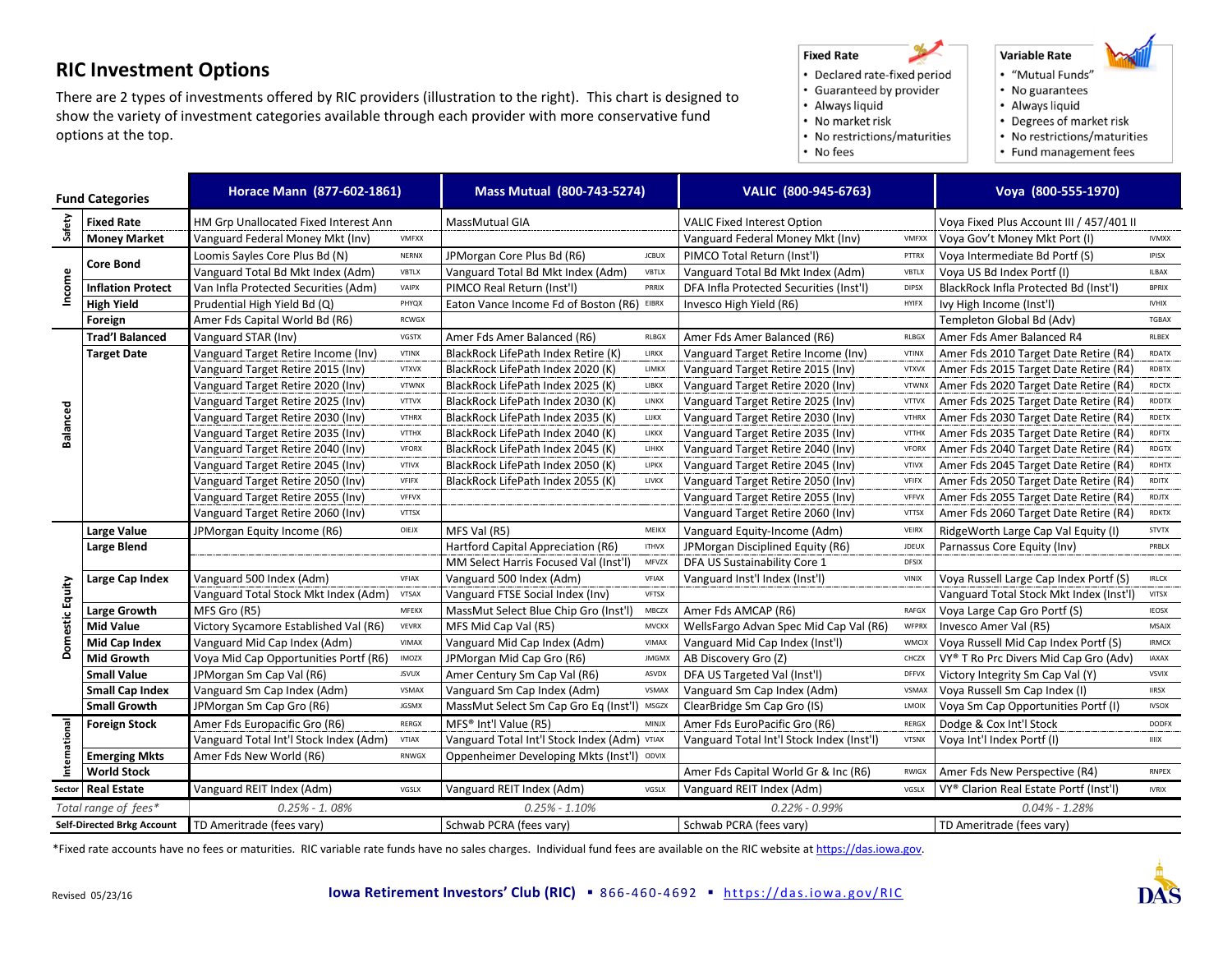## RIC Investment Options

There are 2 types of investments offered by RIC providers (illustration to the right). This chart is designed to show the variety of investment categories available through each provider with more conservative fund options at the top.

**Fixed Rate**
- Declared rate-fixed period
- Guaranteed by provider
- Always liquid
- No market risk
- No restrictions/maturities
- No fees

**Variable Rate**
- "Mutual Funds"
- No guarantees
- Always liquid
- Degrees of market risk
- No restrictions/maturities
- Fund management fees

| | Fund Categories | Horace Mann (877-602-1861) | | Mass Mutual (800-743-5274) | | VALIC (800-945-6763) | | Voya (800-555-1970) | |
|---|---|---|---|---|---|---|---|---|---|
| Safety | Fixed Rate | HM Grp Unallocated Fixed Interest Ann | | MassMutual GIA | | VALIC Fixed Interest Option | | Voya Fixed Plus Account III / 457/401 II | |
| | Money Market | Vanguard Federal Money Mkt (Inv) | VMFXX | | | Vanguard Federal Money Mkt (Inv) | VMFXX | Voya Gov't Money Mkt Port (I) | IVMXX |
| Income | Core Bond | Loomis Sayles Core Plus Bd (N) | NERNX | JPMorgan Core Plus Bd (R6) | JCBUX | PIMCO Total Return (Inst'l) | PTTRX | Voya Intermediate Bd Portf (S) | IPISX |
| | | Vanguard Total Bd Mkt Index (Adm) | VBTLX | Vanguard Total Bd Mkt Index (Adm) | VBTLX | Vanguard Total Bd Mkt Index (Adm) | VBTLX | Voya US Bd Index Portf (I) | ILBAX |
| | Inflation Protect | Van Infla Protected Securities (Adm) | VAIPX | PIMCO Real Return (Inst'l) | PRRIX | DFA Infla Protected Securities (Inst'l) | DIPSX | BlackRock Infla Protected Bd (Inst'l) | BPRIX |
| | High Yield | Prudential High Yield Bd (Q) | PHYQX | Eaton Vance Income Fd of Boston (R6) | EIBRX | Invesco High Yield (R6) | HYIFX | Ivy High Income (Inst'l) | IVHIX |
| | Foreign | Amer Fds Capital World Bd (R6) | RCWGX | | | | | Templeton Global Bd (Adv) | TGBAX |
| Balanced | Trad'l Balanced | Vanguard STAR (Inv) | VGSTX | Amer Fds Amer Balanced (R6) | RLBGX | Amer Fds Amer Balanced (R6) | RLBGX | Amer Fds Amer Balanced R4 | RLBEX |
| | Target Date | Vanguard Target Retire Income (Inv) | VTINX | BlackRock LifePath Index Retire (K) | LIRKX | Vanguard Target Retire Income (Inv) | VTINX | Amer Fds 2010 Target Date Retire (R4) | RDATX |
| | | Vanguard Target Retire 2015 (Inv) | VTXVX | BlackRock LifePath Index 2020 (K) | LIMKX | Vanguard Target Retire 2015 (Inv) | VTXVX | Amer Fds 2015 Target Date Retire (R4) | RDBTX |
| | | Vanguard Target Retire 2020 (Inv) | VTWNX | BlackRock LifePath Index 2025 (K) | LIBKX | Vanguard Target Retire 2020 (Inv) | VTWNX | Amer Fds 2020 Target Date Retire (R4) | RDCTX |
| | | Vanguard Target Retire 2025 (Inv) | VTTVX | BlackRock LifePath Index 2030 (K) | LINKX | Vanguard Target Retire 2025 (Inv) | VTTVX | Amer Fds 2025 Target Date Retire (R4) | RDDTX |
| | | Vanguard Target Retire 2030 (Inv) | VTHRX | BlackRock LifePath Index 2035 (K) | LIJKX | Vanguard Target Retire 2030 (Inv) | VTHRX | Amer Fds 2030 Target Date Retire (R4) | RDETX |
| | | Vanguard Target Retire 2035 (Inv) | VTTHX | BlackRock LifePath Index 2040 (K) | LIKKX | Vanguard Target Retire 2035 (Inv) | VTTHX | Amer Fds 2035 Target Date Retire (R4) | RDFTX |
| | | Vanguard Target Retire 2040 (Inv) | VFORX | BlackRock LifePath Index 2045 (K) | LIHKX | Vanguard Target Retire 2040 (Inv) | VFORX | Amer Fds 2040 Target Date Retire (R4) | RDGTX |
| | | Vanguard Target Retire 2045 (Inv) | VTIVX | BlackRock LifePath Index 2050 (K) | LIPKX | Vanguard Target Retire 2045 (Inv) | VTIVX | Amer Fds 2045 Target Date Retire (R4) | RDHTX |
| | | Vanguard Target Retire 2050 (Inv) | VFIFX | BlackRock LifePath Index 2055 (K) | LIVKX | Vanguard Target Retire 2050 (Inv) | VFIFX | Amer Fds 2050 Target Date Retire (R4) | RDITX |
| | | Vanguard Target Retire 2055 (Inv) | VFFVX | | | Vanguard Target Retire 2055 (Inv) | VFFVX | Amer Fds 2055 Target Date Retire (R4) | RDJTX |
| | | Vanguard Target Retire 2060 (Inv) | VTTSX | | | Vanguard Target Retire 2060 (Inv) | VTTSX | Amer Fds 2060 Target Date Retire (R4) | RDKTX |
| Domestic Equity | Large Value | JPMorgan Equity Income (R6) | OIEJX | MFS Val (R5) | MEIKX | Vanguard Equity-Income (Adm) | VEIRX | RidgeWorth Large Cap Val Equity (I) | STVTX |
| | Large Blend | | | Hartford Capital Appreciation (R6) | ITHVX | JPMorgan Disciplined Equity (R6) | JDEUX | Parnassus Core Equity (Inv) | PRBLX |
| | | | | MM Select Harris Focused Val (Inst'l) | MFVZX | DFA US Sustainability Core 1 | DFSIX | | |
| | Large Cap Index | Vanguard 500 Index (Adm) | VFIAX | Vanguard 500 Index (Adm) | VFIAX | Vanguard Inst'l Index (Inst'l) | VINIX | Voya Russell Large Cap Index Portf (S) | IRLCX |
| | | Vanguard Total Stock Mkt Index (Adm) | VTSAX | Vanguard FTSE Social Index (Inv) | VFTSX | | | Vanguard Total Stock Mkt Index (Inst'l) | VITSX |
| | Large Growth | MFS Gro (R5) | MFEKX | MassMut Select Blue Chip Gro (Inst'l) | MBCZX | Amer Fds AMCAP (R6) | RAFGX | Voya Large Cap Gro Portf (S) | IEOSX |
| | Mid Value | Victory Sycamore Established Val (R6) | VEVRX | MFS Mid Cap Val (R5) | MVCKX | WellsFargo Advan Spec Mid Cap Val (R6) | WFPRX | Invesco Amer Val (R5) | MSAJX |
| | Mid Cap Index | Vanguard Mid Cap Index (Adm) | VIMAX | Vanguard Mid Cap Index (Adm) | VIMAX | Vanguard Mid Cap Index (Inst'l) | VMCIX | Voya Russell Mid Cap Index Portf (S) | IRMCX |
| | Mid Growth | Voya Mid Cap Opportunities Portf (R6) | IMOZX | JPMorgan Mid Cap Gro (R6) | JMGMX | AB Discovery Gro (Z) | CHCZX | VY® T Ro Prc Divers Mid Cap Gro (Adv) | IAXAX |
| | Small Value | JPMorgan Sm Cap Val (R6) | JSVUX | Amer Century Sm Cap Val (R6) | ASVDX | DFA US Targeted Val (Inst'l) | DFFVX | Victory Integrity Sm Cap Val (Y) | VSVIX |
| | Small Cap Index | Vanguard Sm Cap Index (Adm) | VSMAX | Vanguard Sm Cap Index (Adm) | VSMAX | Vanguard Sm Cap Index (Adm) | VSMAX | Voya Russell Sm Cap Index (I) | IIRSX |
| | Small Growth | JPMorgan Sm Cap Gro (R6) | JGSMX | MassMut Select Sm Cap Gro Eq (Inst'l) | MSGZX | ClearBridge Sm Cap Gro (IS) | LMOIX | Voya Sm Cap Opportunities Portf (I) | IVSOX |
| International | Foreign Stock | Amer Fds Europacific Gro (R6) | RERGX | MFS® Int'l Value (R5) | MINJX | Amer Fds EuroPacific Gro (R6) | RERGX | Dodge & Cox Int'l Stock | DODFX |
| | | Vanguard Total Int'l Stock Index (Adm) | VTIAX | Vanguard Total Int'l Stock Index (Adm) | VTIAX | Vanguard Total Int'l Stock Index (Inst'l) | VTSNX | Voya Int'l Index Portf (I) | IIIIX |
| | Emerging Mkts | Amer Fds New World (R6) | RNWGX | Oppenheimer Developing Mkts (Inst'l) | ODVIX | | | | |
| | World Stock | | | | | Amer Fds Capital World Gr & Inc (R6) | RWIGX | Amer Fds New Perspective (R4) | RNPEX |
| Sector | Real Estate | Vanguard REIT Index (Adm) | VGSLX | Vanguard REIT Index (Adm) | VGSLX | Vanguard REIT Index (Adm) | VGSLX | VY® Clarion Real Estate Portf (Inst'l) | IVRIX |
| *Total range of fees** | | *0.25% - 1.08%* | | *0.25% - 1.10%* | | *0.22% - 0.99%* | | *0.04% - 1.28%* | |
| **Self-Directed Brkg Account** | | TD Ameritrade (fees vary) | | Schwab PCRA (fees vary) | | Schwab PCRA (fees vary) | | TD Ameritrade (fees vary) | |

*Fixed rate accounts have no fees or maturities. RIC variable rate funds have no sales charges. Individual fund fees are available on the RIC website at https://das.iowa.gov.

Revised 05/23/16

**Iowa Retirement Investors' Club (RIC)** ▪ 866-460-4692 ▪ https://das.iowa.gov/RIC